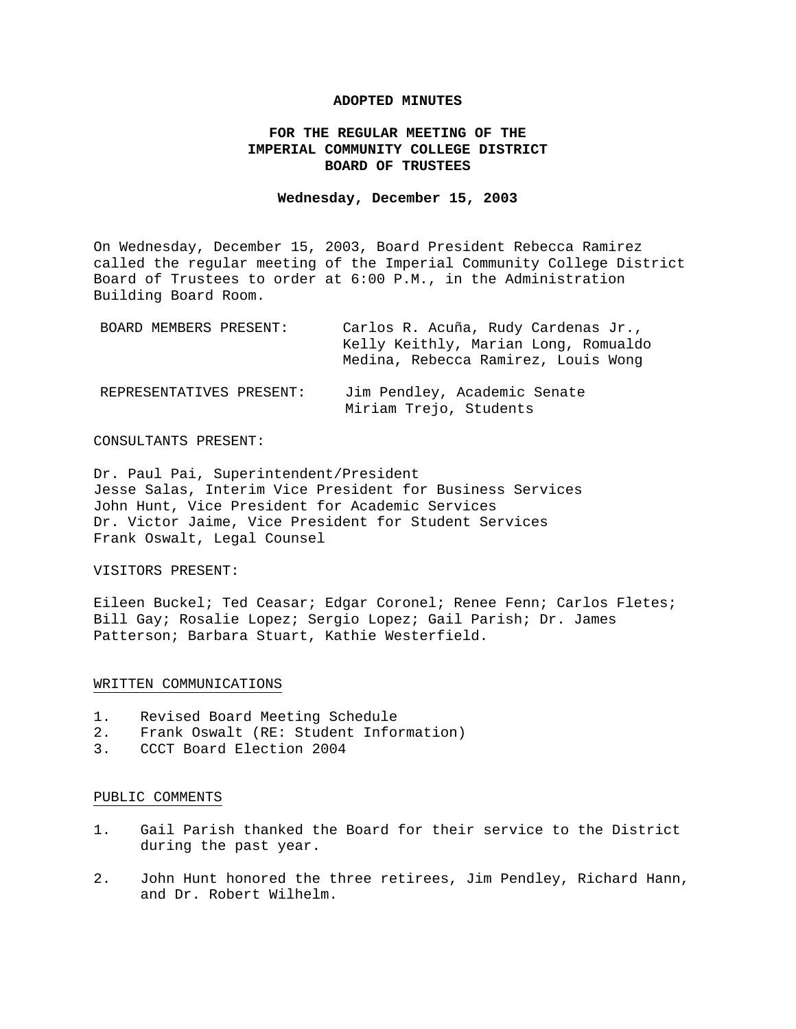**ADOPTED MINUTES**

**FOR THE REGULAR MEETING OF THE IMPERIAL COMMUNITY COLLEGE DISTRICT BOARD OF TRUSTEES**

**Wednesday, December 15, 2003**

On Wednesday, December 15, 2003, Board President Rebecca Ramirez called the regular meeting of the Imperial Community College District Board of Trustees to order at 6:00 P.M., in the Administration Building Board Room.

| | |
|---|---|
| BOARD MEMBERS PRESENT: | Carlos R. Acuña, Rudy Cardenas Jr., Kelly Keithly, Marian Long, Romualdo Medina, Rebecca Ramirez, Louis Wong |
| REPRESENTATIVES PRESENT: | Jim Pendley, Academic Senate<br>Miriam Trejo, Students |

CONSULTANTS PRESENT:

Dr. Paul Pai, Superintendent/President
Jesse Salas, Interim Vice President for Business Services
John Hunt, Vice President for Academic Services
Dr. Victor Jaime, Vice President for Student Services
Frank Oswalt, Legal Counsel

VISITORS PRESENT:

Eileen Buckel; Ted Ceasar; Edgar Coronel; Renee Fenn; Carlos Fletes; Bill Gay; Rosalie Lopez; Sergio Lopez; Gail Parish; Dr. James Patterson; Barbara Stuart, Kathie Westerfield.

## WRITTEN COMMUNICATIONS

1. Revised Board Meeting Schedule
2. Frank Oswalt (RE: Student Information)
3. CCCT Board Election 2004

## PUBLIC COMMENTS

1. Gail Parish thanked the Board for their service to the District during the past year.

2. John Hunt honored the three retirees, Jim Pendley, Richard Hann, and Dr. Robert Wilhelm.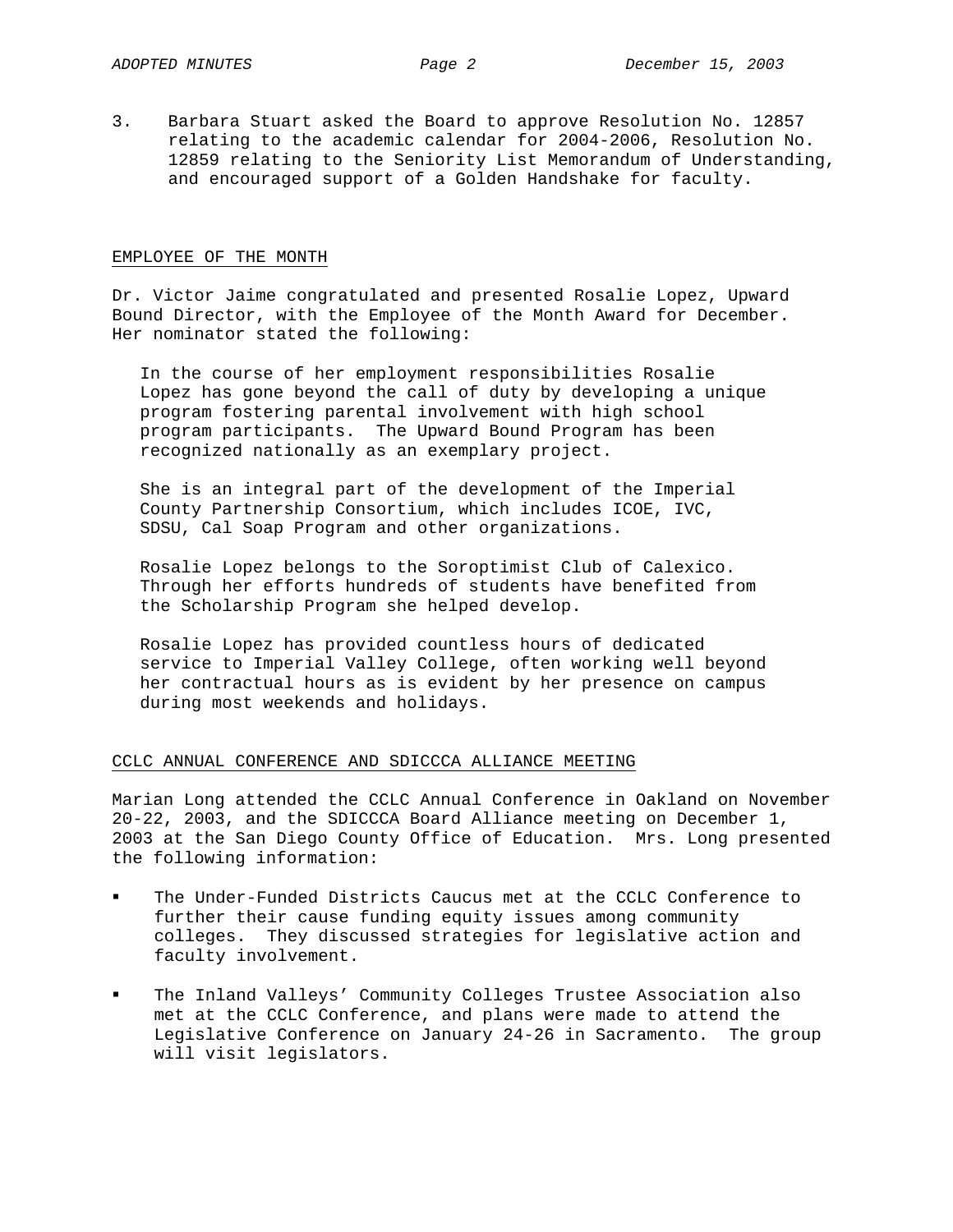3. Barbara Stuart asked the Board to approve Resolution No. 12857 relating to the academic calendar for 2004-2006, Resolution No. 12859 relating to the Seniority List Memorandum of Understanding, and encouraged support of a Golden Handshake for faculty.

## EMPLOYEE OF THE MONTH

Dr. Victor Jaime congratulated and presented Rosalie Lopez, Upward Bound Director, with the Employee of the Month Award for December. Her nominator stated the following:

> In the course of her employment responsibilities Rosalie Lopez has gone beyond the call of duty by developing a unique program fostering parental involvement with high school program participants. The Upward Bound Program has been recognized nationally as an exemplary project.
>
> She is an integral part of the development of the Imperial County Partnership Consortium, which includes ICOE, IVC, SDSU, Cal Soap Program and other organizations.
>
> Rosalie Lopez belongs to the Soroptimist Club of Calexico. Through her efforts hundreds of students have benefited from the Scholarship Program she helped develop.
>
> Rosalie Lopez has provided countless hours of dedicated service to Imperial Valley College, often working well beyond her contractual hours as is evident by her presence on campus during most weekends and holidays.

## CCLC ANNUAL CONFERENCE AND SDICCCA ALLIANCE MEETING

Marian Long attended the CCLC Annual Conference in Oakland on November 20-22, 2003, and the SDICCCA Board Alliance meeting on December 1, 2003 at the San Diego County Office of Education. Mrs. Long presented the following information:

- The Under-Funded Districts Caucus met at the CCLC Conference to further their cause funding equity issues among community colleges. They discussed strategies for legislative action and faculty involvement.
- The Inland Valleys' Community Colleges Trustee Association also met at the CCLC Conference, and plans were made to attend the Legislative Conference on January 24-26 in Sacramento. The group will visit legislators.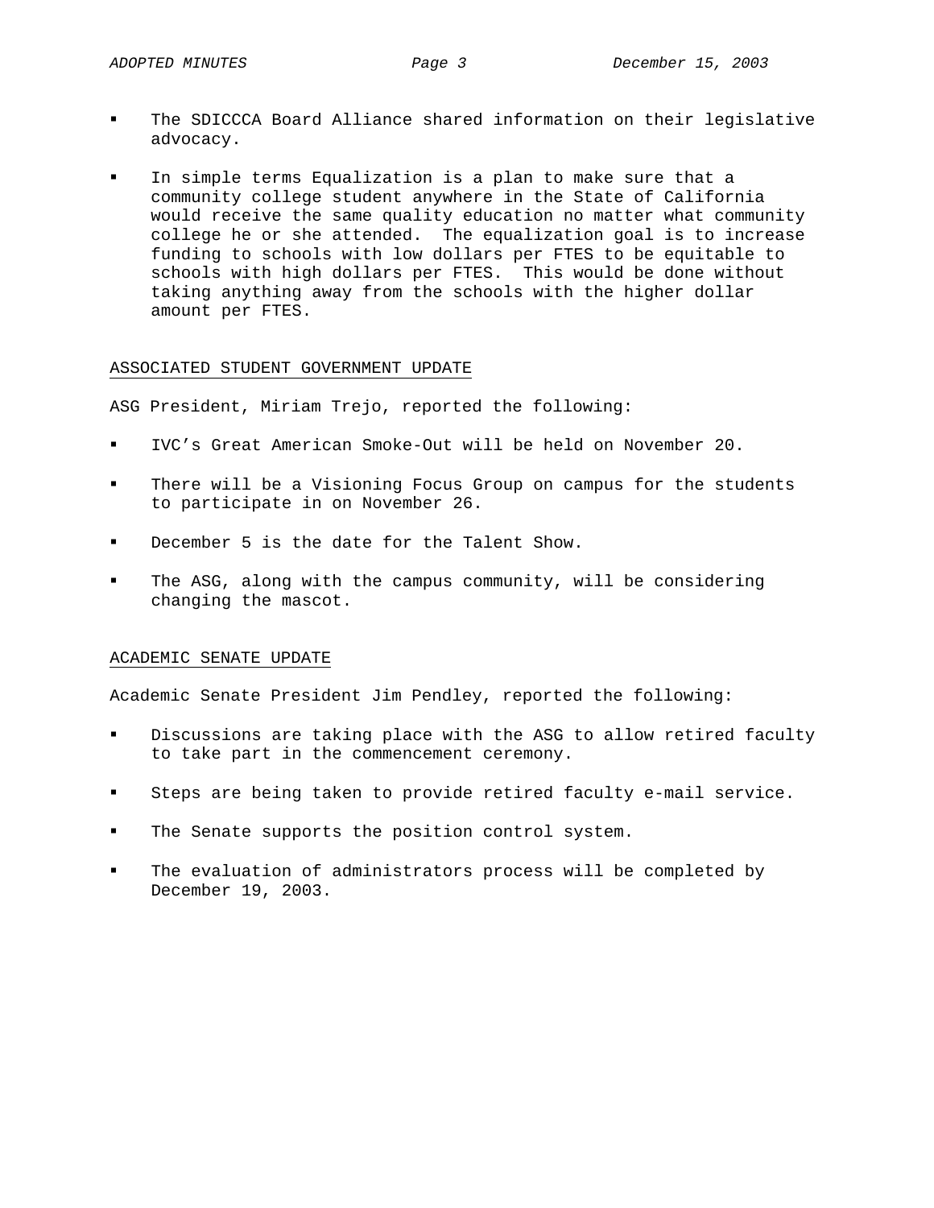- The SDICCCA Board Alliance shared information on their legislative advocacy.
- In simple terms Equalization is a plan to make sure that a community college student anywhere in the State of California would receive the same quality education no matter what community college he or she attended. The equalization goal is to increase funding to schools with low dollars per FTES to be equitable to schools with high dollars per FTES. This would be done without taking anything away from the schools with the higher dollar amount per FTES.

## ASSOCIATED STUDENT GOVERNMENT UPDATE

ASG President, Miriam Trejo, reported the following:

- IVC's Great American Smoke-Out will be held on November 20.
- There will be a Visioning Focus Group on campus for the students to participate in on November 26.
- December 5 is the date for the Talent Show.
- The ASG, along with the campus community, will be considering changing the mascot.

## ACADEMIC SENATE UPDATE

Academic Senate President Jim Pendley, reported the following:

- Discussions are taking place with the ASG to allow retired faculty to take part in the commencement ceremony.
- Steps are being taken to provide retired faculty e-mail service.
- The Senate supports the position control system.
- The evaluation of administrators process will be completed by December 19, 2003.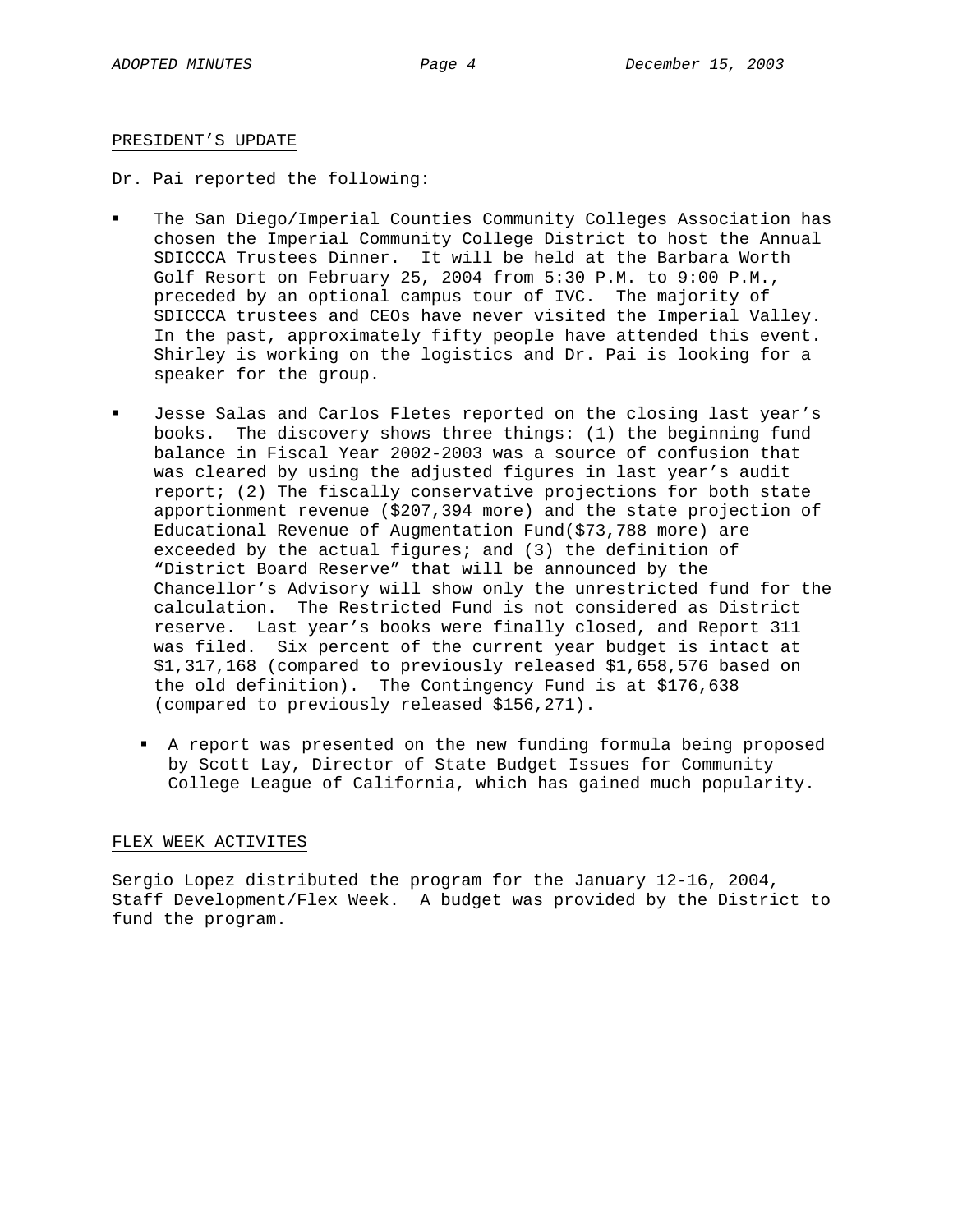## PRESIDENT'S UPDATE

Dr. Pai reported the following:

- The San Diego/Imperial Counties Community Colleges Association has chosen the Imperial Community College District to host the Annual SDICCCA Trustees Dinner. It will be held at the Barbara Worth Golf Resort on February 25, 2004 from 5:30 P.M. to 9:00 P.M., preceded by an optional campus tour of IVC. The majority of SDICCCA trustees and CEOs have never visited the Imperial Valley. In the past, approximately fifty people have attended this event. Shirley is working on the logistics and Dr. Pai is looking for a speaker for the group.

- Jesse Salas and Carlos Fletes reported on the closing last year's books. The discovery shows three things: (1) the beginning fund balance in Fiscal Year 2002-2003 was a source of confusion that was cleared by using the adjusted figures in last year's audit report; (2) The fiscally conservative projections for both state apportionment revenue ($207,394 more) and the state projection of Educational Revenue of Augmentation Fund($73,788 more) are exceeded by the actual figures; and (3) the definition of "District Board Reserve" that will be announced by the Chancellor's Advisory will show only the unrestricted fund for the calculation. The Restricted Fund is not considered as District reserve. Last year's books were finally closed, and Report 311 was filed. Six percent of the current year budget is intact at $1,317,168 (compared to previously released $1,658,576 based on the old definition). The Contingency Fund is at $176,638 (compared to previously released $156,271).

    - A report was presented on the new funding formula being proposed by Scott Lay, Director of State Budget Issues for Community College League of California, which has gained much popularity.

## FLEX WEEK ACTIVITES

Sergio Lopez distributed the program for the January 12-16, 2004, Staff Development/Flex Week. A budget was provided by the District to fund the program.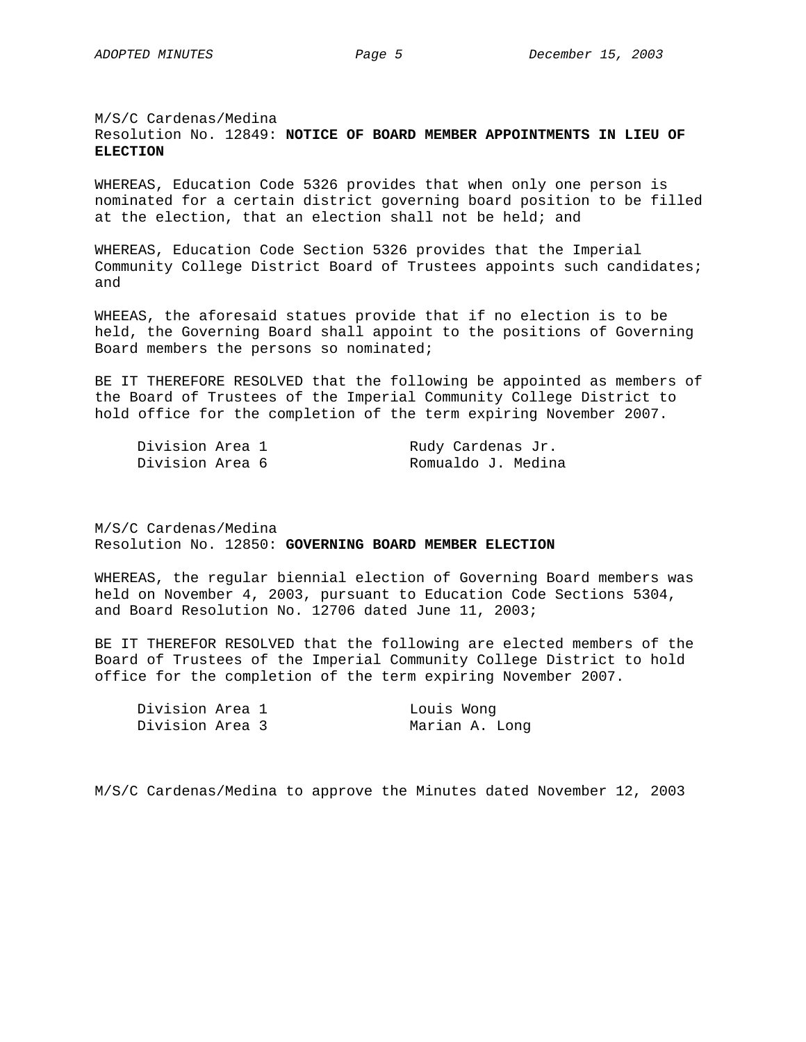M/S/C Cardenas/Medina
Resolution No. 12849: **NOTICE OF BOARD MEMBER APPOINTMENTS IN LIEU OF ELECTION**

WHEREAS, Education Code 5326 provides that when only one person is nominated for a certain district governing board position to be filled at the election, that an election shall not be held; and

WHEREAS, Education Code Section 5326 provides that the Imperial Community College District Board of Trustees appoints such candidates; and

WHEEAS, the aforesaid statues provide that if no election is to be held, the Governing Board shall appoint to the positions of Governing Board members the persons so nominated;

BE IT THEREFORE RESOLVED that the following be appointed as members of the Board of Trustees of the Imperial Community College District to hold office for the completion of the term expiring November 2007.

| | |
|---|---|
| Division Area 1 | Rudy Cardenas Jr. |
| Division Area 6 | Romualdo J. Medina |

M/S/C Cardenas/Medina
Resolution No. 12850: **GOVERNING BOARD MEMBER ELECTION**

WHEREAS, the regular biennial election of Governing Board members was held on November 4, 2003, pursuant to Education Code Sections 5304, and Board Resolution No. 12706 dated June 11, 2003;

BE IT THEREFOR RESOLVED that the following are elected members of the Board of Trustees of the Imperial Community College District to hold office for the completion of the term expiring November 2007.

| | |
|---|---|
| Division Area 1 | Louis Wong |
| Division Area 3 | Marian A. Long |

M/S/C Cardenas/Medina to approve the Minutes dated November 12, 2003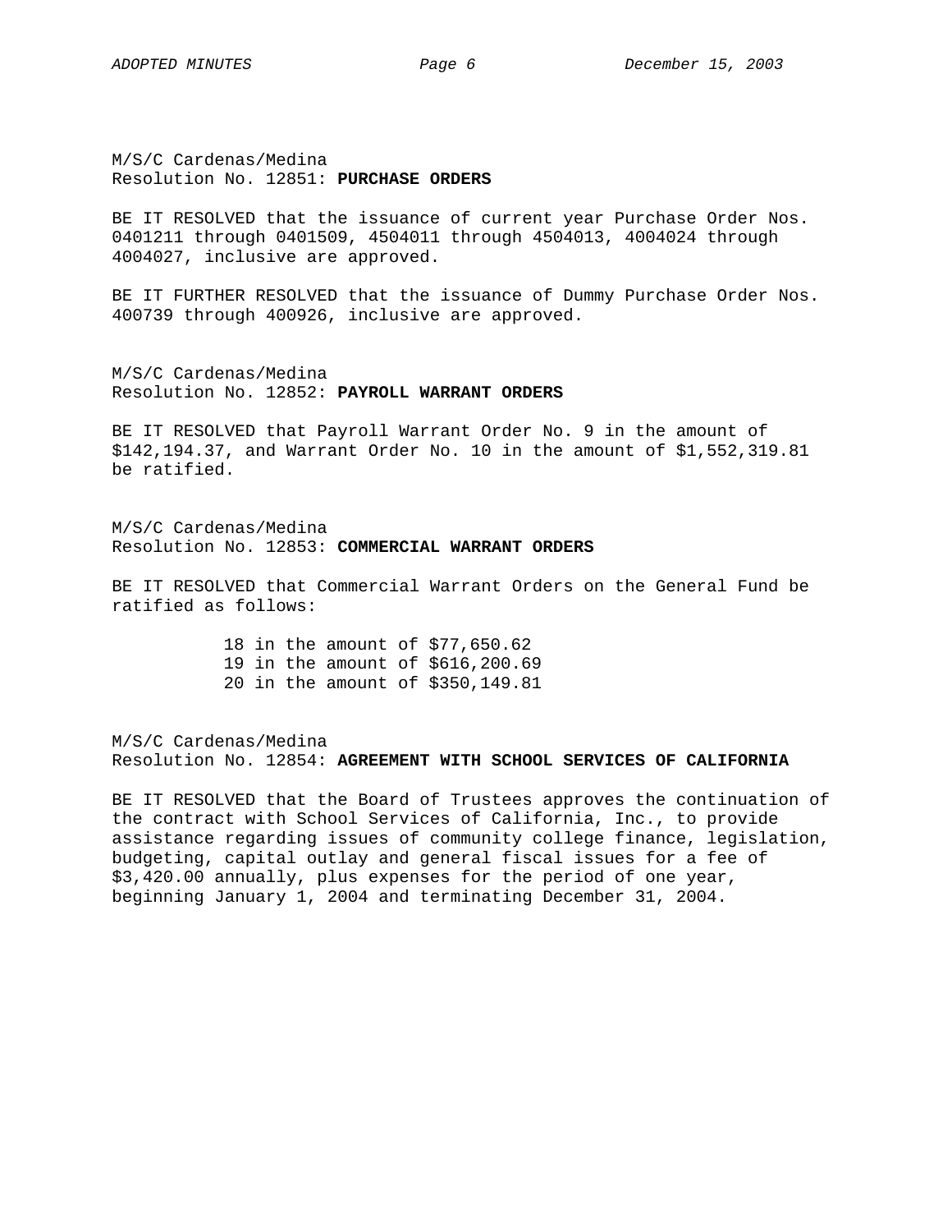M/S/C Cardenas/Medina
Resolution No. 12851: **PURCHASE ORDERS**

BE IT RESOLVED that the issuance of current year Purchase Order Nos. 0401211 through 0401509, 4504011 through 4504013, 4004024 through 4004027, inclusive are approved.

BE IT FURTHER RESOLVED that the issuance of Dummy Purchase Order Nos. 400739 through 400926, inclusive are approved.

M/S/C Cardenas/Medina
Resolution No. 12852: **PAYROLL WARRANT ORDERS**

BE IT RESOLVED that Payroll Warrant Order No. 9 in the amount of $142,194.37, and Warrant Order No. 10 in the amount of $1,552,319.81 be ratified.

M/S/C Cardenas/Medina
Resolution No. 12853: **COMMERCIAL WARRANT ORDERS**

BE IT RESOLVED that Commercial Warrant Orders on the General Fund be ratified as follows:

18 in the amount of $77,650.62
19 in the amount of $616,200.69
20 in the amount of $350,149.81

M/S/C Cardenas/Medina
Resolution No. 12854: **AGREEMENT WITH SCHOOL SERVICES OF CALIFORNIA**

BE IT RESOLVED that the Board of Trustees approves the continuation of the contract with School Services of California, Inc., to provide assistance regarding issues of community college finance, legislation, budgeting, capital outlay and general fiscal issues for a fee of $3,420.00 annually, plus expenses for the period of one year, beginning January 1, 2004 and terminating December 31, 2004.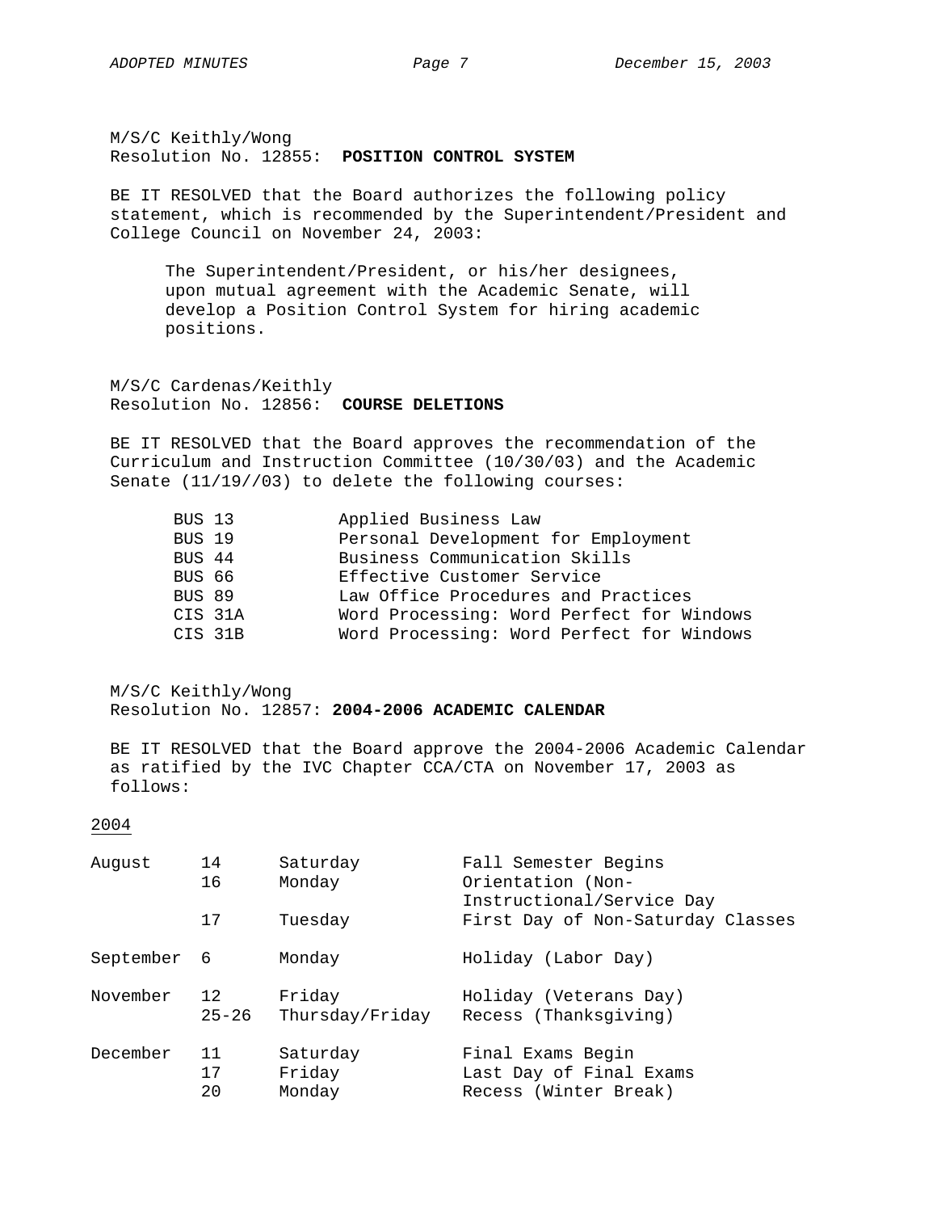M/S/C Keithly/Wong
Resolution No. 12855: **POSITION CONTROL SYSTEM**

BE IT RESOLVED that the Board authorizes the following policy statement, which is recommended by the Superintendent/President and College Council on November 24, 2003:

> The Superintendent/President, or his/her designees, upon mutual agreement with the Academic Senate, will develop a Position Control System for hiring academic positions.

M/S/C Cardenas/Keithly
Resolution No. 12856: **COURSE DELETIONS**

BE IT RESOLVED that the Board approves the recommendation of the Curriculum and Instruction Committee (10/30/03) and the Academic Senate (11/19//03) to delete the following courses:

| | |
|---|---|
| BUS 13 | Applied Business Law |
| BUS 19 | Personal Development for Employment |
| BUS 44 | Business Communication Skills |
| BUS 66 | Effective Customer Service |
| BUS 89 | Law Office Procedures and Practices |
| CIS 31A | Word Processing: Word Perfect for Windows |
| CIS 31B | Word Processing: Word Perfect for Windows |

M/S/C Keithly/Wong
Resolution No. 12857: **2004-2006 ACADEMIC CALENDAR**

BE IT RESOLVED that the Board approve the 2004-2006 Academic Calendar as ratified by the IVC Chapter CCA/CTA on November 17, 2003 as follows:

<u>2004</u>

| | | | |
|---|---|---|---|
| August | 14 | Saturday | Fall Semester Begins |
| | 16 | Monday | Orientation (Non-Instructional/Service Day |
| | 17 | Tuesday | First Day of Non-Saturday Classes |
| September | 6 | Monday | Holiday (Labor Day) |
| November | 12 | Friday | Holiday (Veterans Day) |
| | 25-26 | Thursday/Friday | Recess (Thanksgiving) |
| December | 11 | Saturday | Final Exams Begin |
| | 17 | Friday | Last Day of Final Exams |
| | 20 | Monday | Recess (Winter Break) |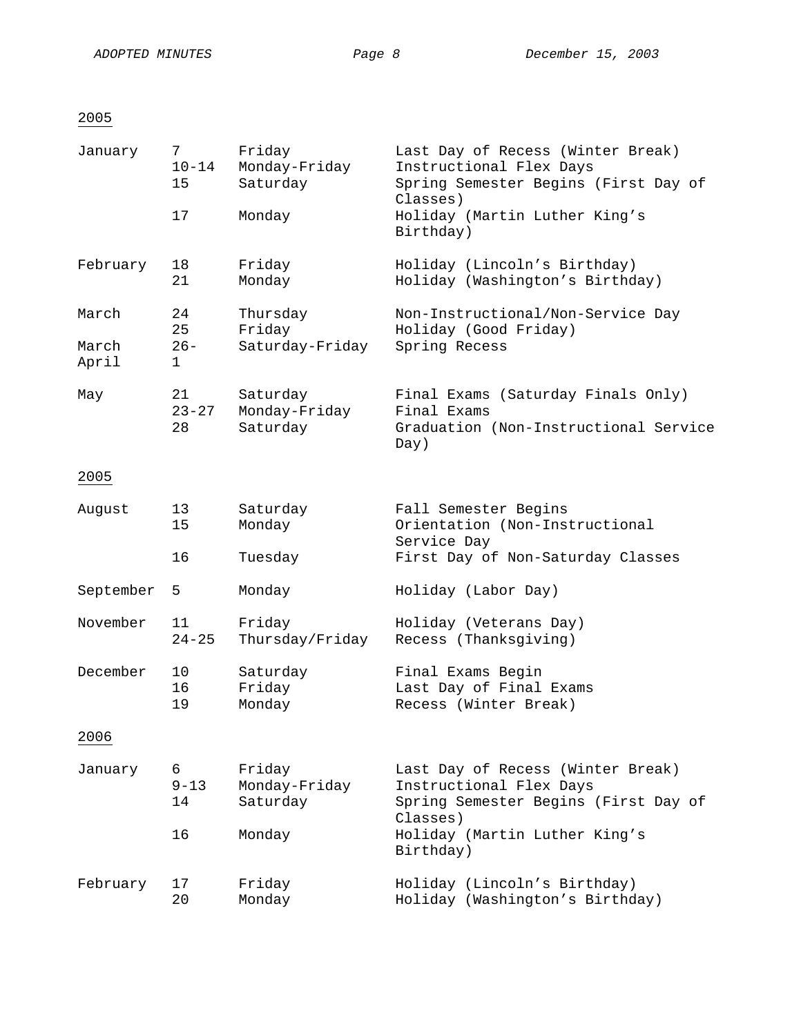<u>2005</u>

| | | | |
|---|---|---|---|
| January | 7 | Friday | Last Day of Recess (Winter Break) |
| | 10-14 | Monday-Friday | Instructional Flex Days |
| | 15 | Saturday | Spring Semester Begins (First Day of Classes) |
| | 17 | Monday | Holiday (Martin Luther King's Birthday) |
| February | 18 | Friday | Holiday (Lincoln's Birthday) |
| | 21 | Monday | Holiday (Washington's Birthday) |
| March | 24 | Thursday | Non-Instructional/Non-Service Day |
| | 25 | Friday | Holiday (Good Friday) |
| March April | 26- 1 | Saturday-Friday | Spring Recess |
| May | 21 | Saturday | Final Exams (Saturday Finals Only) |
| | 23-27 | Monday-Friday | Final Exams |
| | 28 | Saturday | Graduation (Non-Instructional Service Day) |

<u>2005</u>

| | | | |
|---|---|---|---|
| August | 13 | Saturday | Fall Semester Begins |
| | 15 | Monday | Orientation (Non-Instructional Service Day |
| | 16 | Tuesday | First Day of Non-Saturday Classes |
| September | 5 | Monday | Holiday (Labor Day) |
| November | 11 | Friday | Holiday (Veterans Day) |
| | 24-25 | Thursday/Friday | Recess (Thanksgiving) |
| December | 10 | Saturday | Final Exams Begin |
| | 16 | Friday | Last Day of Final Exams |
| | 19 | Monday | Recess (Winter Break) |

<u>2006</u>

| | | | |
|---|---|---|---|
| January | 6 | Friday | Last Day of Recess (Winter Break) |
| | 9-13 | Monday-Friday | Instructional Flex Days |
| | 14 | Saturday | Spring Semester Begins (First Day of Classes) |
| | 16 | Monday | Holiday (Martin Luther King's Birthday) |
| February | 17 | Friday | Holiday (Lincoln's Birthday) |
| | 20 | Monday | Holiday (Washington's Birthday) |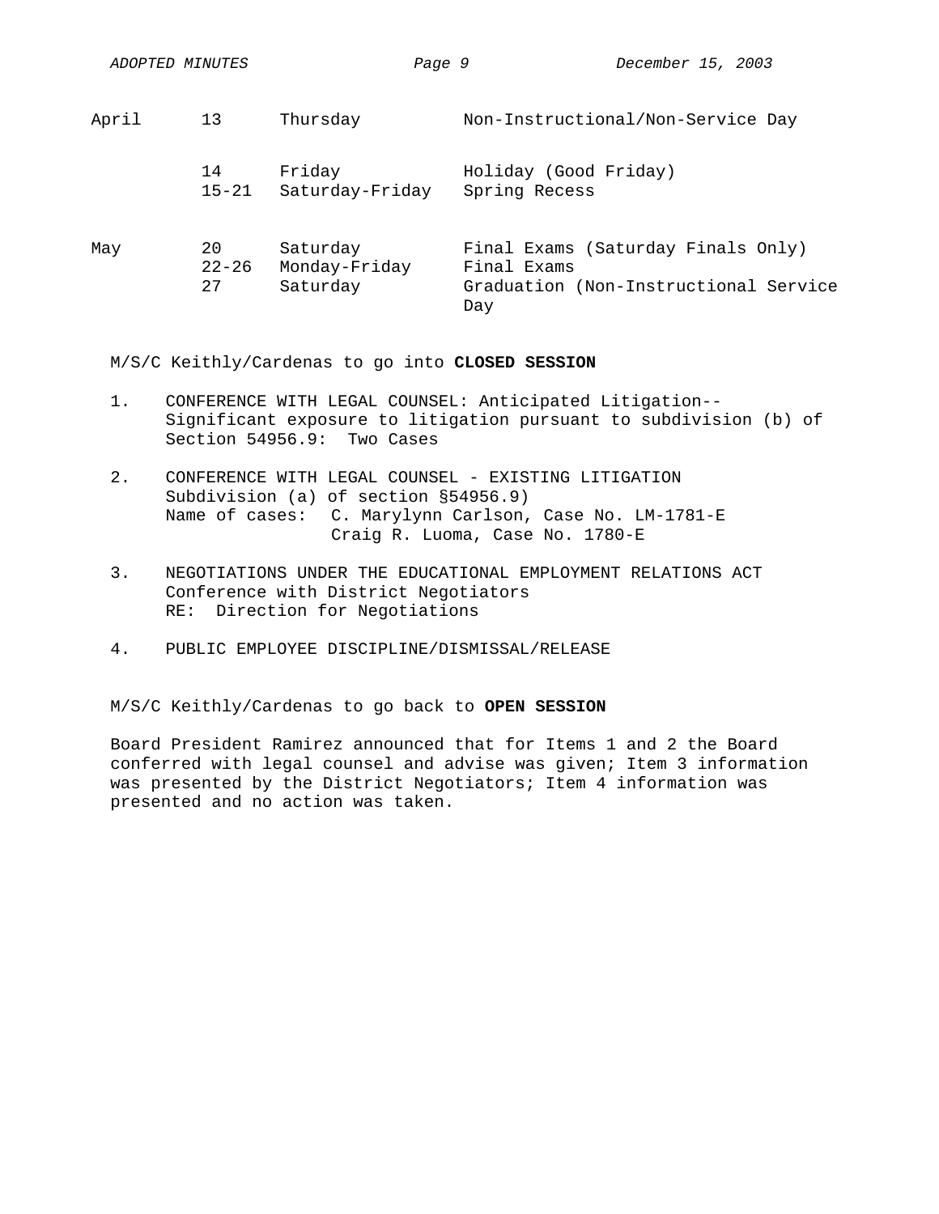| | | | |
|---|---|---|---|
| April | 13 | Thursday | Non-Instructional/Non-Service Day |
| | 14 | Friday | Holiday (Good Friday) |
| | 15-21 | Saturday-Friday | Spring Recess |
| May | 20 | Saturday | Final Exams (Saturday Finals Only) |
| | 22-26 | Monday-Friday | Final Exams |
| | 27 | Saturday | Graduation (Non-Instructional Service Day |

M/S/C Keithly/Cardenas to go into **CLOSED SESSION**

1. CONFERENCE WITH LEGAL COUNSEL: Anticipated Litigation--Significant exposure to litigation pursuant to subdivision (b) of Section 54956.9: Two Cases

2. CONFERENCE WITH LEGAL COUNSEL - EXISTING LITIGATION
   Subdivision (a) of section §54956.9)
   Name of cases: C. Marylynn Carlson, Case No. LM-1781-E
   Craig R. Luoma, Case No. 1780-E

3. NEGOTIATIONS UNDER THE EDUCATIONAL EMPLOYMENT RELATIONS ACT
   Conference with District Negotiators
   RE: Direction for Negotiations

4. PUBLIC EMPLOYEE DISCIPLINE/DISMISSAL/RELEASE

M/S/C Keithly/Cardenas to go back to **OPEN SESSION**

Board President Ramirez announced that for Items 1 and 2 the Board conferred with legal counsel and advise was given; Item 3 information was presented by the District Negotiators; Item 4 information was presented and no action was taken.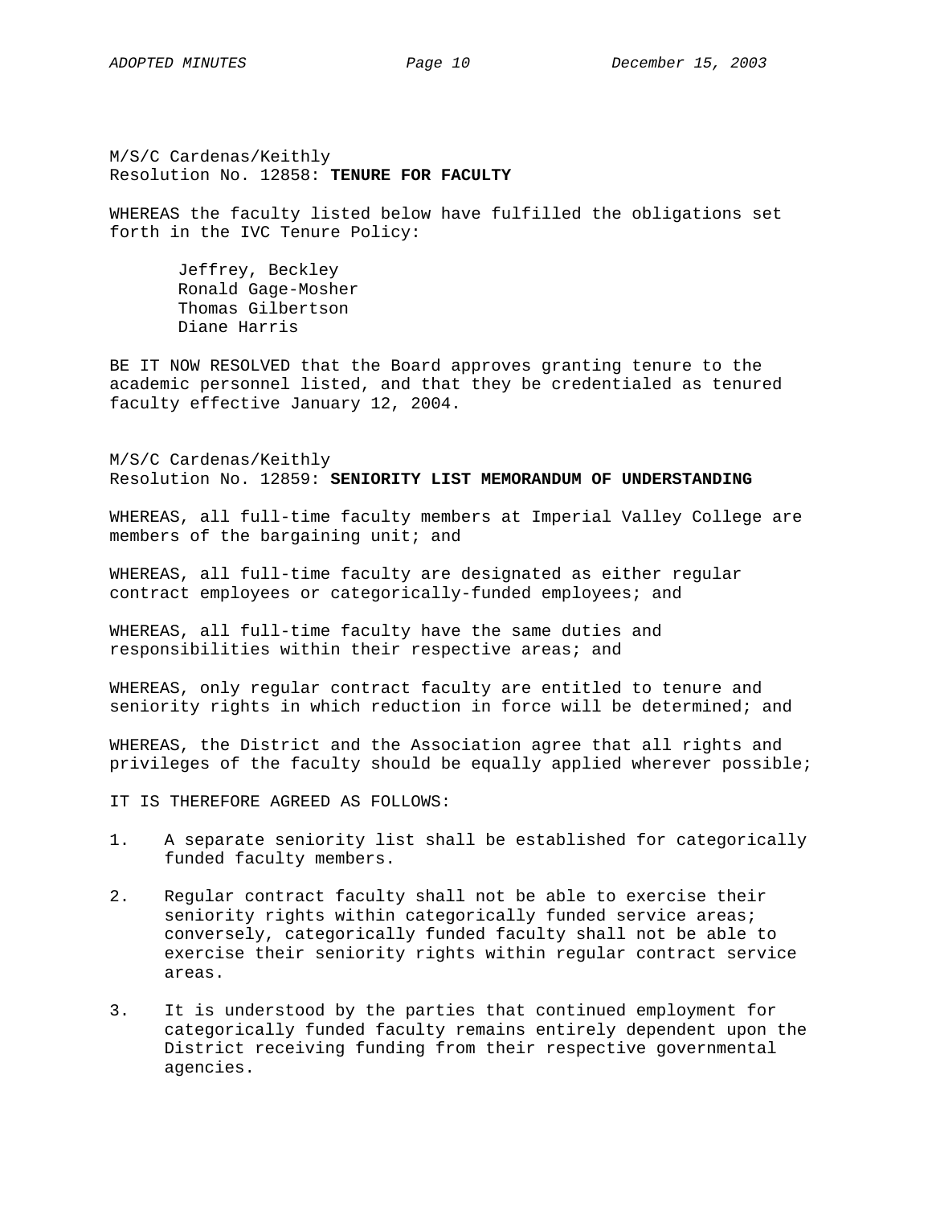M/S/C Cardenas/Keithly
Resolution No. 12858: **TENURE FOR FACULTY**

WHEREAS the faculty listed below have fulfilled the obligations set forth in the IVC Tenure Policy:

Jeffrey, Beckley
Ronald Gage-Mosher
Thomas Gilbertson
Diane Harris

BE IT NOW RESOLVED that the Board approves granting tenure to the academic personnel listed, and that they be credentialed as tenured faculty effective January 12, 2004.

M/S/C Cardenas/Keithly
Resolution No. 12859: **SENIORITY LIST MEMORANDUM OF UNDERSTANDING**

WHEREAS, all full-time faculty members at Imperial Valley College are members of the bargaining unit; and

WHEREAS, all full-time faculty are designated as either regular contract employees or categorically-funded employees; and

WHEREAS, all full-time faculty have the same duties and responsibilities within their respective areas; and

WHEREAS, only regular contract faculty are entitled to tenure and seniority rights in which reduction in force will be determined; and

WHEREAS, the District and the Association agree that all rights and privileges of the faculty should be equally applied wherever possible;

IT IS THEREFORE AGREED AS FOLLOWS:

1. A separate seniority list shall be established for categorically funded faculty members.

2. Regular contract faculty shall not be able to exercise their seniority rights within categorically funded service areas; conversely, categorically funded faculty shall not be able to exercise their seniority rights within regular contract service areas.

3. It is understood by the parties that continued employment for categorically funded faculty remains entirely dependent upon the District receiving funding from their respective governmental agencies.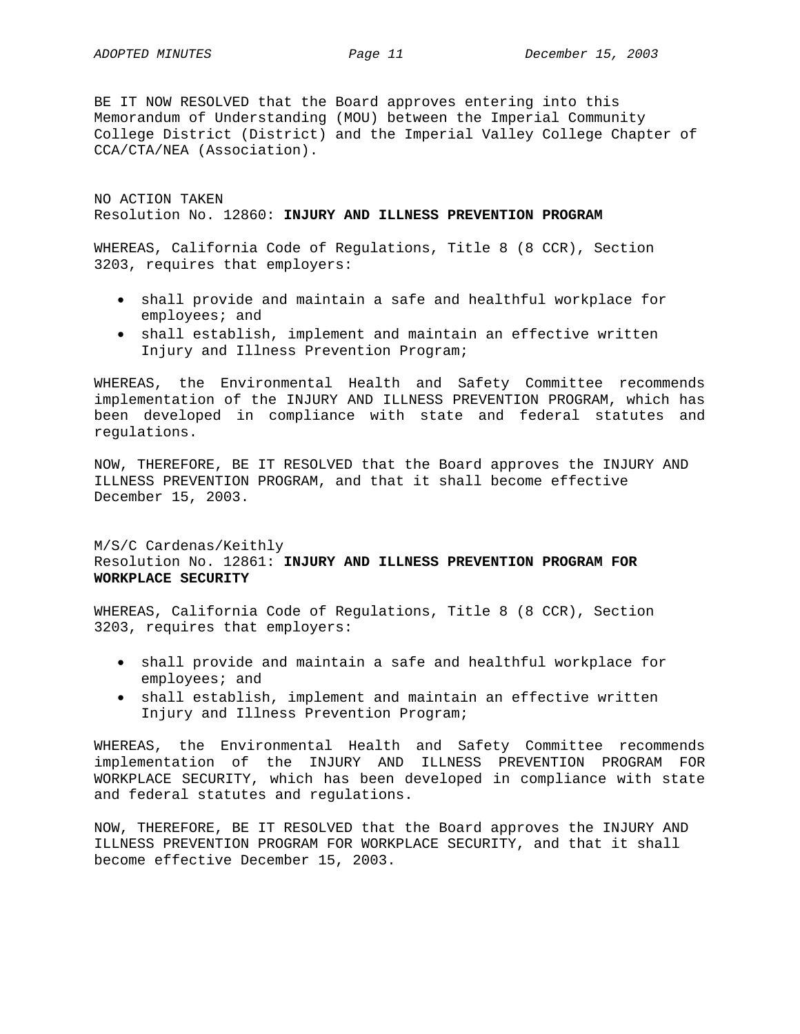BE IT NOW RESOLVED that the Board approves entering into this Memorandum of Understanding (MOU) between the Imperial Community College District (District) and the Imperial Valley College Chapter of CCA/CTA/NEA (Association).

NO ACTION TAKEN
Resolution No. 12860: **INJURY AND ILLNESS PREVENTION PROGRAM**

WHEREAS, California Code of Regulations, Title 8 (8 CCR), Section 3203, requires that employers:

- shall provide and maintain a safe and healthful workplace for employees; and
- shall establish, implement and maintain an effective written Injury and Illness Prevention Program;

WHEREAS, the Environmental Health and Safety Committee recommends implementation of the INJURY AND ILLNESS PREVENTION PROGRAM, which has been developed in compliance with state and federal statutes and regulations.

NOW, THEREFORE, BE IT RESOLVED that the Board approves the INJURY AND ILLNESS PREVENTION PROGRAM, and that it shall become effective December 15, 2003.

M/S/C Cardenas/Keithly
Resolution No. 12861: **INJURY AND ILLNESS PREVENTION PROGRAM FOR WORKPLACE SECURITY**

WHEREAS, California Code of Regulations, Title 8 (8 CCR), Section 3203, requires that employers:

- shall provide and maintain a safe and healthful workplace for employees; and
- shall establish, implement and maintain an effective written Injury and Illness Prevention Program;

WHEREAS, the Environmental Health and Safety Committee recommends implementation of the INJURY AND ILLNESS PREVENTION PROGRAM FOR WORKPLACE SECURITY, which has been developed in compliance with state and federal statutes and regulations.

NOW, THEREFORE, BE IT RESOLVED that the Board approves the INJURY AND ILLNESS PREVENTION PROGRAM FOR WORKPLACE SECURITY, and that it shall become effective December 15, 2003.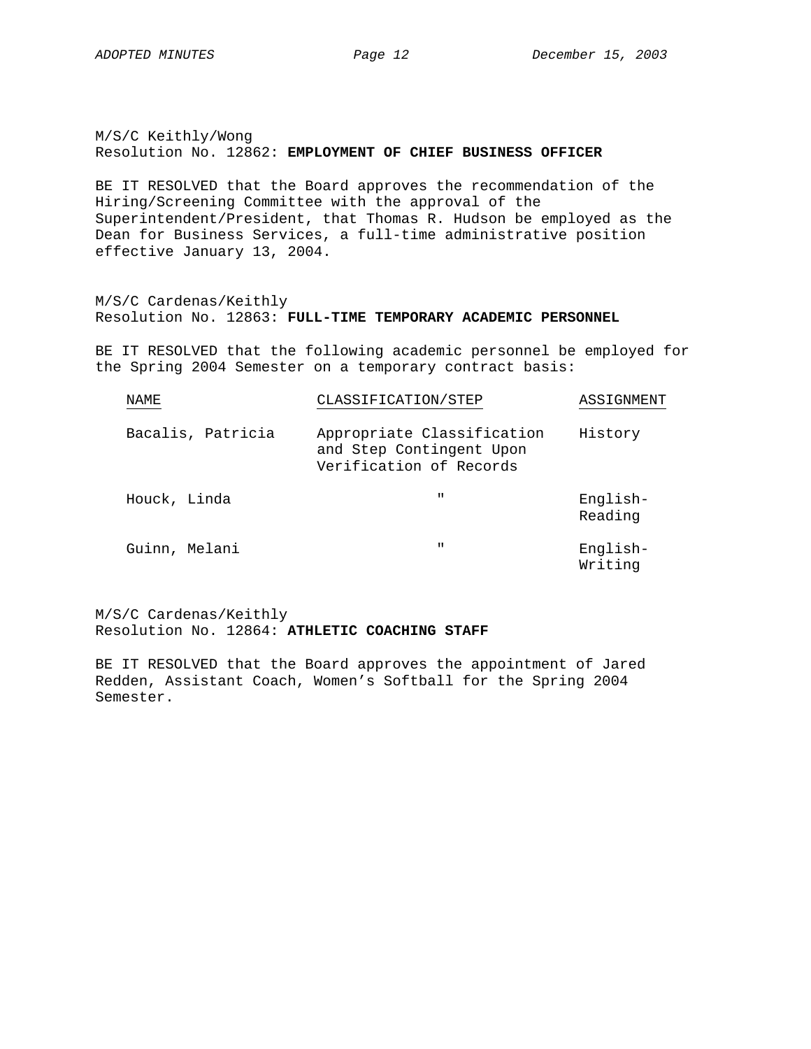M/S/C Keithly/Wong
Resolution No. 12862: **EMPLOYMENT OF CHIEF BUSINESS OFFICER**

BE IT RESOLVED that the Board approves the recommendation of the Hiring/Screening Committee with the approval of the Superintendent/President, that Thomas R. Hudson be employed as the Dean for Business Services, a full-time administrative position effective January 13, 2004.

M/S/C Cardenas/Keithly
Resolution No. 12863: **FULL-TIME TEMPORARY ACADEMIC PERSONNEL**

BE IT RESOLVED that the following academic personnel be employed for the Spring 2004 Semester on a temporary contract basis:

| NAME | CLASSIFICATION/STEP | ASSIGNMENT |
|---|---|---|
| Bacalis, Patricia | Appropriate Classification and Step Contingent Upon Verification of Records | History |
| Houck, Linda | " | English-Reading |
| Guinn, Melani | " | English-Writing |

M/S/C Cardenas/Keithly
Resolution No. 12864: **ATHLETIC COACHING STAFF**

BE IT RESOLVED that the Board approves the appointment of Jared Redden, Assistant Coach, Women's Softball for the Spring 2004 Semester.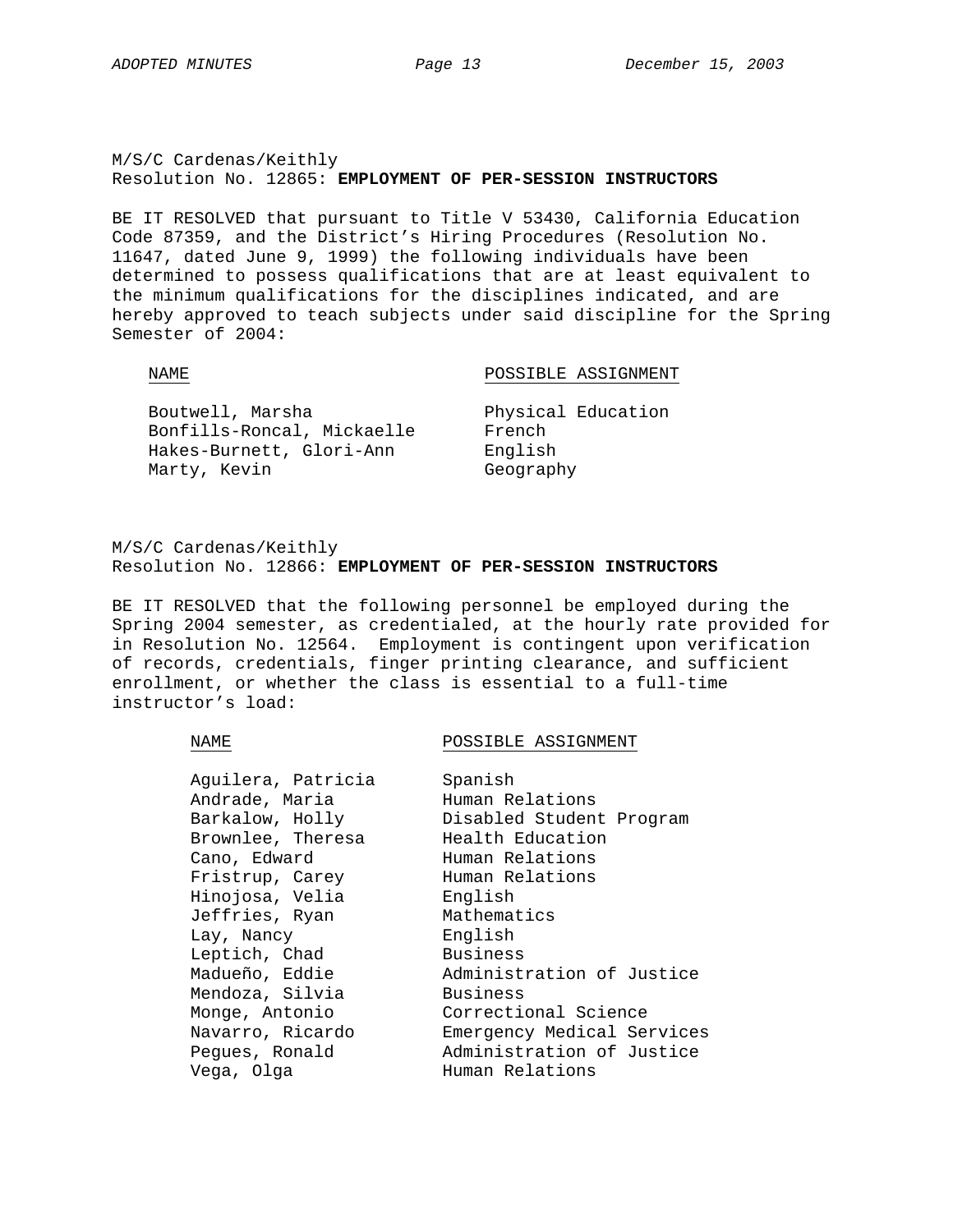M/S/C Cardenas/Keithly
Resolution No. 12865: **EMPLOYMENT OF PER-SESSION INSTRUCTORS**

BE IT RESOLVED that pursuant to Title V 53430, California Education Code 87359, and the District's Hiring Procedures (Resolution No. 11647, dated June 9, 1999) the following individuals have been determined to possess qualifications that are at least equivalent to the minimum qualifications for the disciplines indicated, and are hereby approved to teach subjects under said discipline for the Spring Semester of 2004:

| NAME | POSSIBLE ASSIGNMENT |
|---|---|
| Boutwell, Marsha | Physical Education |
| Bonfills-Roncal, Mickaelle | French |
| Hakes-Burnett, Glori-Ann | English |
| Marty, Kevin | Geography |

M/S/C Cardenas/Keithly
Resolution No. 12866: **EMPLOYMENT OF PER-SESSION INSTRUCTORS**

BE IT RESOLVED that the following personnel be employed during the Spring 2004 semester, as credentialed, at the hourly rate provided for in Resolution No. 12564. Employment is contingent upon verification of records, credentials, finger printing clearance, and sufficient enrollment, or whether the class is essential to a full-time instructor's load:

| NAME | POSSIBLE ASSIGNMENT |
|---|---|
| Aguilera, Patricia | Spanish |
| Andrade, Maria | Human Relations |
| Barkalow, Holly | Disabled Student Program |
| Brownlee, Theresa | Health Education |
| Cano, Edward | Human Relations |
| Fristrup, Carey | Human Relations |
| Hinojosa, Velia | English |
| Jeffries, Ryan | Mathematics |
| Lay, Nancy | English |
| Leptich, Chad | Business |
| Madueño, Eddie | Administration of Justice |
| Mendoza, Silvia | Business |
| Monge, Antonio | Correctional Science |
| Navarro, Ricardo | Emergency Medical Services |
| Pegues, Ronald | Administration of Justice |
| Vega, Olga | Human Relations |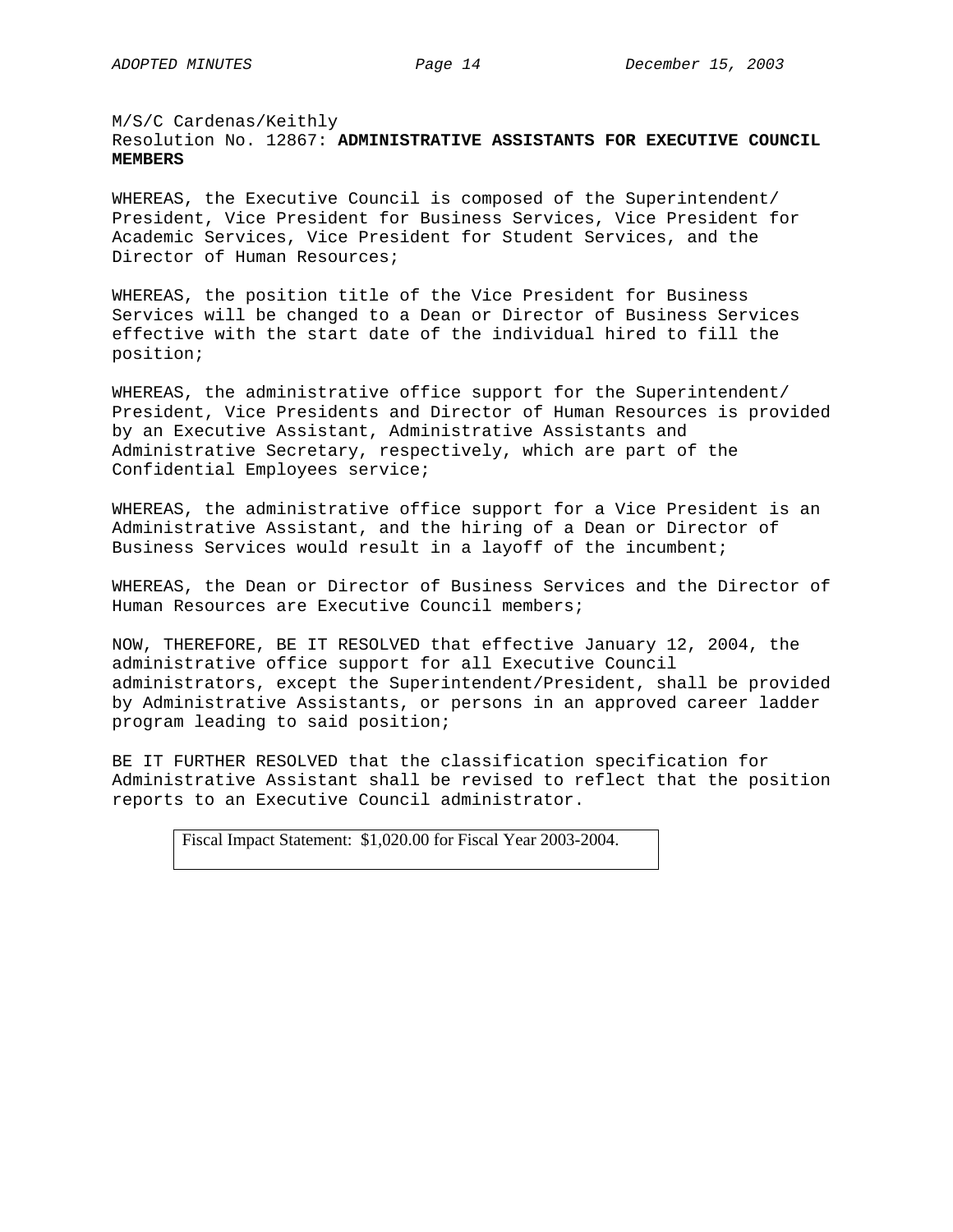M/S/C Cardenas/Keithly
Resolution No. 12867: **ADMINISTRATIVE ASSISTANTS FOR EXECUTIVE COUNCIL MEMBERS**

WHEREAS, the Executive Council is composed of the Superintendent/ President, Vice President for Business Services, Vice President for Academic Services, Vice President for Student Services, and the Director of Human Resources;

WHEREAS, the position title of the Vice President for Business Services will be changed to a Dean or Director of Business Services effective with the start date of the individual hired to fill the position;

WHEREAS, the administrative office support for the Superintendent/ President, Vice Presidents and Director of Human Resources is provided by an Executive Assistant, Administrative Assistants and Administrative Secretary, respectively, which are part of the Confidential Employees service;

WHEREAS, the administrative office support for a Vice President is an Administrative Assistant, and the hiring of a Dean or Director of Business Services would result in a layoff of the incumbent;

WHEREAS, the Dean or Director of Business Services and the Director of Human Resources are Executive Council members;

NOW, THEREFORE, BE IT RESOLVED that effective January 12, 2004, the administrative office support for all Executive Council administrators, except the Superintendent/President, shall be provided by Administrative Assistants, or persons in an approved career ladder program leading to said position;

BE IT FURTHER RESOLVED that the classification specification for Administrative Assistant shall be revised to reflect that the position reports to an Executive Council administrator.

| Fiscal Impact Statement: $1,020.00 for Fiscal Year 2003-2004. |
|---|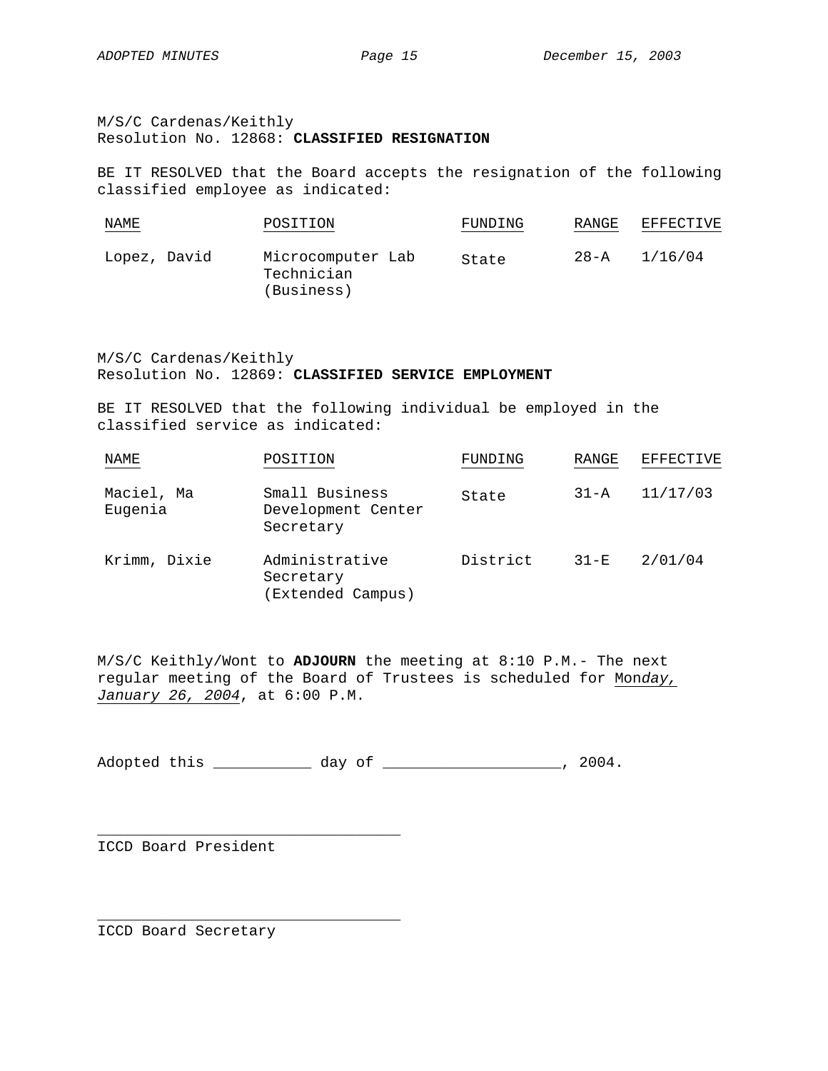M/S/C Cardenas/Keithly
Resolution No. 12868: **CLASSIFIED RESIGNATION**

BE IT RESOLVED that the Board accepts the resignation of the following classified employee as indicated:

| NAME | POSITION | FUNDING | RANGE | EFFECTIVE |
|---|---|---|---|---|
| Lopez, David | Microcomputer Lab Technician (Business) | State | 28-A | 1/16/04 |

M/S/C Cardenas/Keithly
Resolution No. 12869: **CLASSIFIED SERVICE EMPLOYMENT**

BE IT RESOLVED that the following individual be employed in the classified service as indicated:

| NAME | POSITION | FUNDING | RANGE | EFFECTIVE |
|---|---|---|---|---|
| Maciel, Ma Eugenia | Small Business Development Center Secretary | State | 31-A | 11/17/03 |
| Krimm, Dixie | Administrative Secretary (Extended Campus) | District | 31-E | 2/01/04 |

M/S/C Keithly/Wont to **ADJOURN** the meeting at 8:10 P.M.- The next regular meeting of the Board of Trustees is scheduled for *Monday, January 26, 2004*, at 6:00 P.M.

Adopted this ___________ day of ____________________, 2004.

___________________________________
ICCD Board President

___________________________________
ICCD Board Secretary